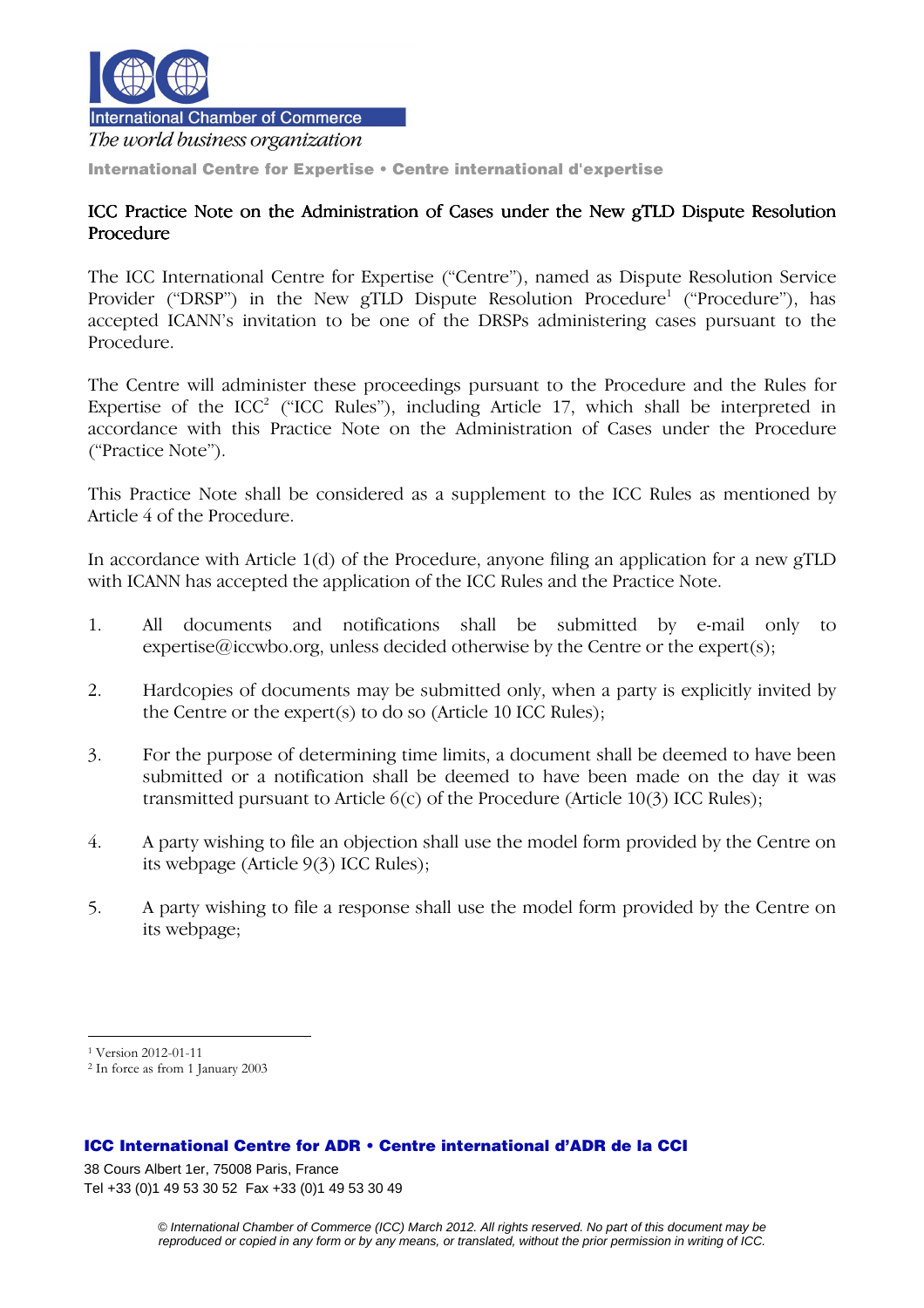International Chamber of Commerce

*The world business organization*

International Centre for Expertise • Centre international d'expertise

## ICC Practice Note on the Administration of Cases under the New gTLD Dispute Resolution Procedure

The ICC International Centre for Expertise ("Centre"), named as Dispute Resolution Service Provider ("DRSP") in the New gTLD Dispute Resolution Procedure[1] ("Procedure"), has accepted ICANN's invitation to be one of the DRSPs administering cases pursuant to the Procedure.

The Centre will administer these proceedings pursuant to the Procedure and the Rules for Expertise of the ICC[2] ("ICC Rules"), including Article 17, which shall be interpreted in accordance with this Practice Note on the Administration of Cases under the Procedure ("Practice Note").

This Practice Note shall be considered as a supplement to the ICC Rules as mentioned by Article 4 of the Procedure.

In accordance with Article 1(d) of the Procedure, anyone filing an application for a new gTLD with ICANN has accepted the application of the ICC Rules and the Practice Note.

1. All documents and notifications shall be submitted by e-mail only to expertise@iccwbo.org, unless decided otherwise by the Centre or the expert(s);

2. Hardcopies of documents may be submitted only, when a party is explicitly invited by the Centre or the expert(s) to do so (Article 10 ICC Rules);

3. For the purpose of determining time limits, a document shall be deemed to have been submitted or a notification shall be deemed to have been made on the day it was transmitted pursuant to Article 6(c) of the Procedure (Article 10(3) ICC Rules);

4. A party wishing to file an objection shall use the model form provided by the Centre on its webpage (Article 9(3) ICC Rules);

5. A party wishing to file a response shall use the model form provided by the Centre on its webpage;

---

[1] Version 2012-01-11

[2] In force as from 1 January 2003

**ICC International Centre for ADR • Centre international d'ADR de la CCI**

38 Cours Albert 1er, 75008 Paris, France

Tel +33 (0)1 49 53 30 52 Fax +33 (0)1 49 53 30 49

*© International Chamber of Commerce (ICC) March 2012. All rights reserved. No part of this document may be reproduced or copied in any form or by any means, or translated, without the prior permission in writing of ICC.*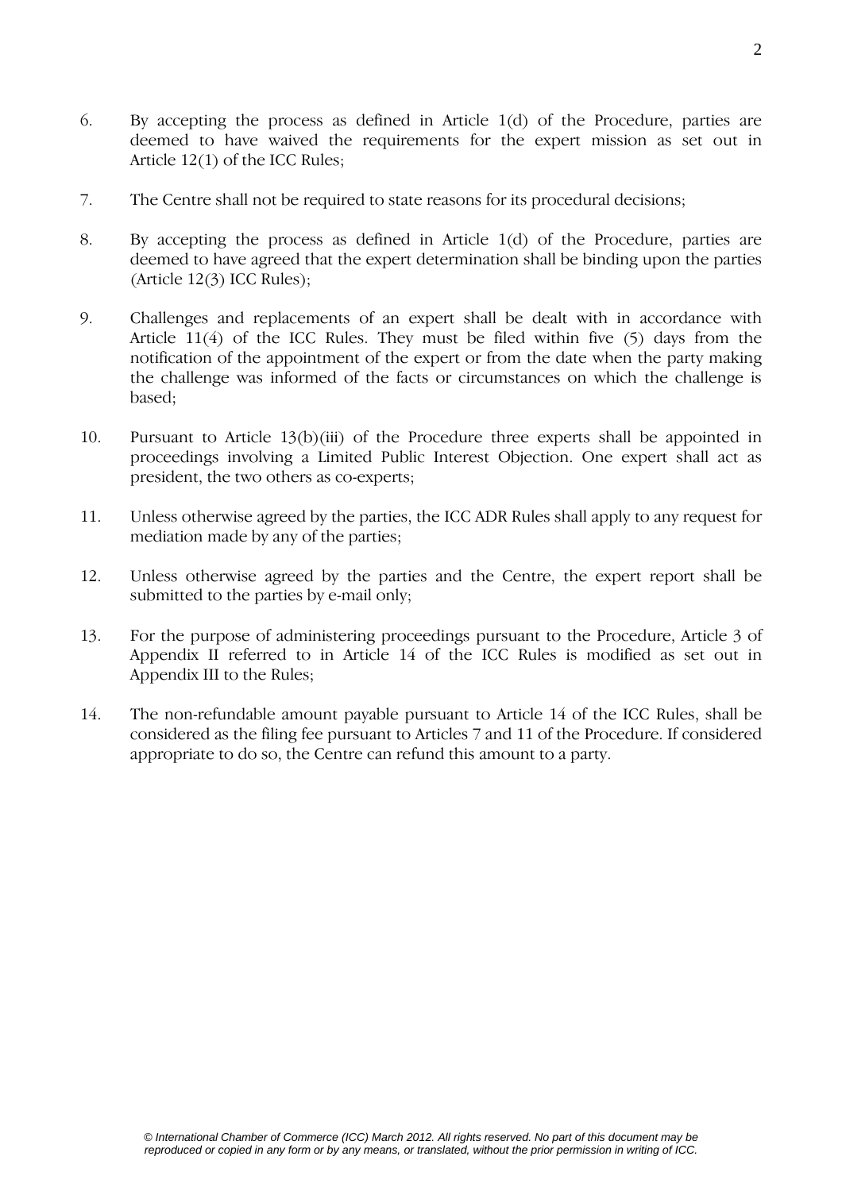6. By accepting the process as defined in Article 1(d) of the Procedure, parties are deemed to have waived the requirements for the expert mission as set out in Article 12(1) of the ICC Rules;

7. The Centre shall not be required to state reasons for its procedural decisions;

8. By accepting the process as defined in Article 1(d) of the Procedure, parties are deemed to have agreed that the expert determination shall be binding upon the parties (Article 12(3) ICC Rules);

9. Challenges and replacements of an expert shall be dealt with in accordance with Article 11(4) of the ICC Rules. They must be filed within five (5) days from the notification of the appointment of the expert or from the date when the party making the challenge was informed of the facts or circumstances on which the challenge is based;

10. Pursuant to Article 13(b)(iii) of the Procedure three experts shall be appointed in proceedings involving a Limited Public Interest Objection. One expert shall act as president, the two others as co-experts;

11. Unless otherwise agreed by the parties, the ICC ADR Rules shall apply to any request for mediation made by any of the parties;

12. Unless otherwise agreed by the parties and the Centre, the expert report shall be submitted to the parties by e-mail only;

13. For the purpose of administering proceedings pursuant to the Procedure, Article 3 of Appendix II referred to in Article 14 of the ICC Rules is modified as set out in Appendix III to the Rules;

14. The non-refundable amount payable pursuant to Article 14 of the ICC Rules, shall be considered as the filing fee pursuant to Articles 7 and 11 of the Procedure. If considered appropriate to do so, the Centre can refund this amount to a party.

*© International Chamber of Commerce (ICC) March 2012. All rights reserved. No part of this document may be reproduced or copied in any form or by any means, or translated, without the prior permission in writing of ICC.*